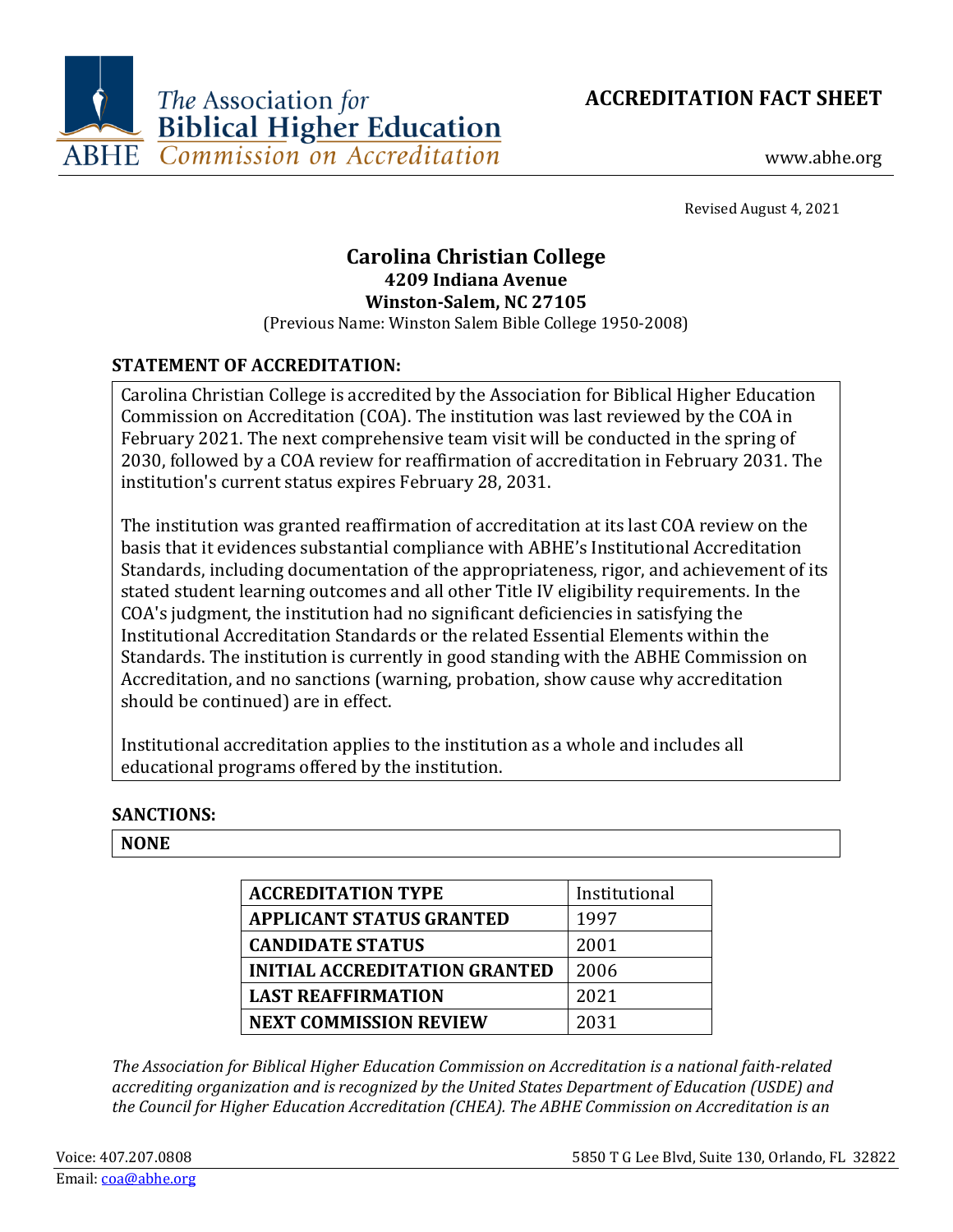The Association for Biblical Higher Education
ABHE Commission on Accreditation

# ACCREDITATION FACT SHEET

www.abhe.org

Revised August 4, 2021

## Carolina Christian College
**4209 Indiana Avenue**
**Winston-Salem, NC 27105**
(Previous Name: Winston Salem Bible College 1950-2008)

### STATEMENT OF ACCREDITATION:

Carolina Christian College is accredited by the Association for Biblical Higher Education Commission on Accreditation (COA). The institution was last reviewed by the COA in February 2021. The next comprehensive team visit will be conducted in the spring of 2030, followed by a COA review for reaffirmation of accreditation in February 2031. The institution's current status expires February 28, 2031.

The institution was granted reaffirmation of accreditation at its last COA review on the basis that it evidences substantial compliance with ABHE's Institutional Accreditation Standards, including documentation of the appropriateness, rigor, and achievement of its stated student learning outcomes and all other Title IV eligibility requirements. In the COA's judgment, the institution had no significant deficiencies in satisfying the Institutional Accreditation Standards or the related Essential Elements within the Standards. The institution is currently in good standing with the ABHE Commission on Accreditation, and no sanctions (warning, probation, show cause why accreditation should be continued) are in effect.

Institutional accreditation applies to the institution as a whole and includes all educational programs offered by the institution.

### SANCTIONS:

**NONE**

| **ACCREDITATION TYPE** | Institutional |
|---|---|
| **APPLICANT STATUS GRANTED** | 1997 |
| **CANDIDATE STATUS** | 2001 |
| **INITIAL ACCREDITATION GRANTED** | 2006 |
| **LAST REAFFIRMATION** | 2021 |
| **NEXT COMMISSION REVIEW** | 2031 |

*The Association for Biblical Higher Education Commission on Accreditation is a national faith-related accrediting organization and is recognized by the United States Department of Education (USDE) and the Council for Higher Education Accreditation (CHEA). The ABHE Commission on Accreditation is an*

Voice: 407.207.0808
Email: coa@abhe.org
5850 T G Lee Blvd, Suite 130, Orlando, FL 32822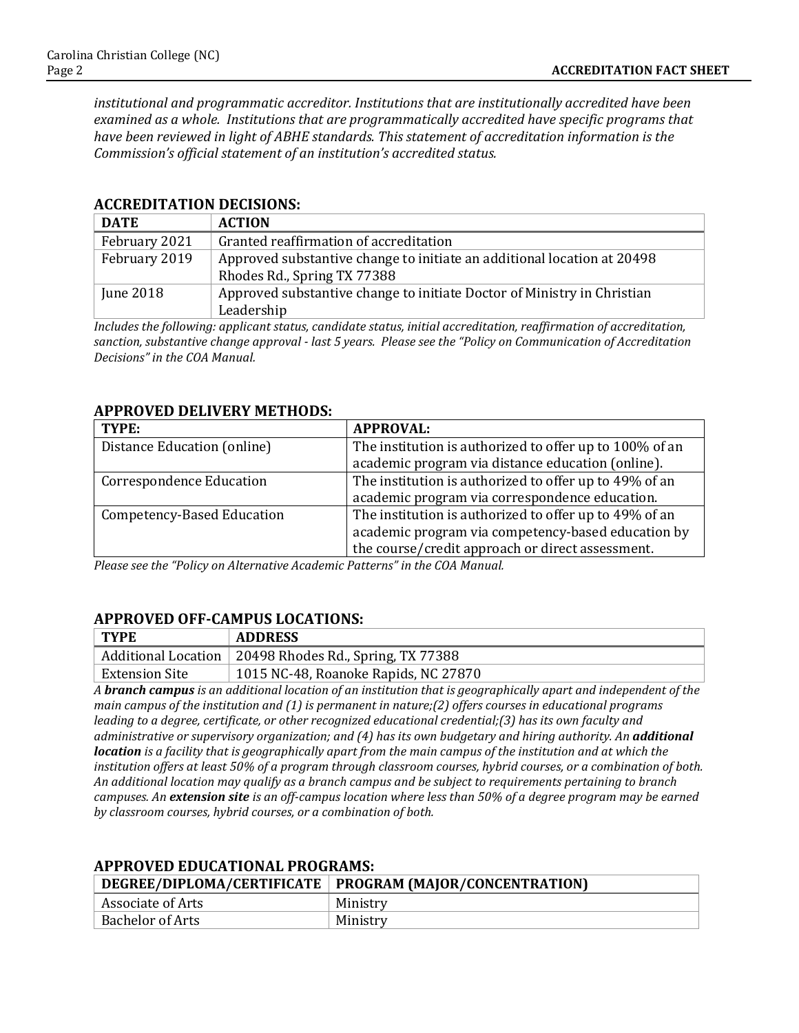*institutional and programmatic accreditor. Institutions that are institutionally accredited have been examined as a whole. Institutions that are programmatically accredited have specific programs that have been reviewed in light of ABHE standards. This statement of accreditation information is the Commission's official statement of an institution's accredited status.*

## ACCREDITATION DECISIONS:

| DATE | ACTION |
|---|---|
| February 2021 | Granted reaffirmation of accreditation |
| February 2019 | Approved substantive change to initiate an additional location at 20498 Rhodes Rd., Spring TX 77388 |
| June 2018 | Approved substantive change to initiate Doctor of Ministry in Christian Leadership |

*Includes the following: applicant status, candidate status, initial accreditation, reaffirmation of accreditation, sanction, substantive change approval - last 5 years. Please see the "Policy on Communication of Accreditation Decisions" in the COA Manual.*

## APPROVED DELIVERY METHODS:

| TYPE: | APPROVAL: |
|---|---|
| Distance Education (online) | The institution is authorized to offer up to 100% of an academic program via distance education (online). |
| Correspondence Education | The institution is authorized to offer up to 49% of an academic program via correspondence education. |
| Competency-Based Education | The institution is authorized to offer up to 49% of an academic program via competency-based education by the course/credit approach or direct assessment. |

*Please see the "Policy on Alternative Academic Patterns" in the COA Manual.*

## APPROVED OFF-CAMPUS LOCATIONS:

| TYPE | ADDRESS |
|---|---|
| Additional Location | 20498 Rhodes Rd., Spring, TX 77388 |
| Extension Site | 1015 NC-48, Roanoke Rapids, NC 27870 |

*A **branch campus** is an additional location of an institution that is geographically apart and independent of the main campus of the institution and (1) is permanent in nature;(2) offers courses in educational programs leading to a degree, certificate, or other recognized educational credential;(3) has its own faculty and administrative or supervisory organization; and (4) has its own budgetary and hiring authority. An **additional location** is a facility that is geographically apart from the main campus of the institution and at which the institution offers at least 50% of a program through classroom courses, hybrid courses, or a combination of both. An additional location may qualify as a branch campus and be subject to requirements pertaining to branch campuses. An **extension site** is an off-campus location where less than 50% of a degree program may be earned by classroom courses, hybrid courses, or a combination of both.*

## APPROVED EDUCATIONAL PROGRAMS:

| DEGREE/DIPLOMA/CERTIFICATE | PROGRAM (MAJOR/CONCENTRATION) |
|---|---|
| Associate of Arts | Ministry |
| Bachelor of Arts | Ministry |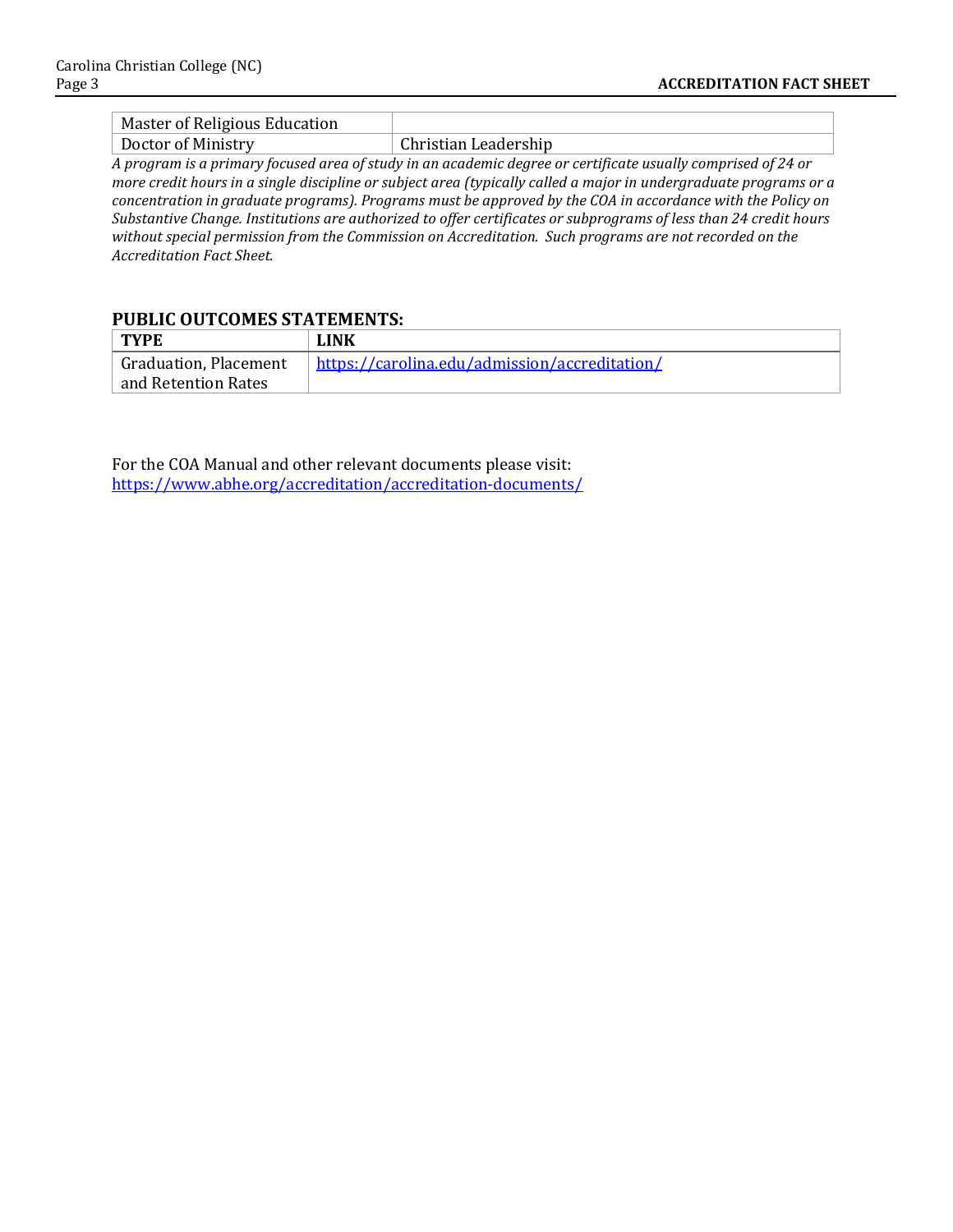| | |
|---|---|
| Master of Religious Education | |
| Doctor of Ministry | Christian Leadership |

*A program is a primary focused area of study in an academic degree or certificate usually comprised of 24 or more credit hours in a single discipline or subject area (typically called a major in undergraduate programs or a concentration in graduate programs). Programs must be approved by the COA in accordance with the Policy on Substantive Change. Institutions are authorized to offer certificates or subprograms of less than 24 credit hours without special permission from the Commission on Accreditation. Such programs are not recorded on the Accreditation Fact Sheet.*

## PUBLIC OUTCOMES STATEMENTS:

| TYPE | LINK |
|---|---|
| Graduation, Placement and Retention Rates | https://carolina.edu/admission/accreditation/ |

For the COA Manual and other relevant documents please visit:
https://www.abhe.org/accreditation/accreditation-documents/